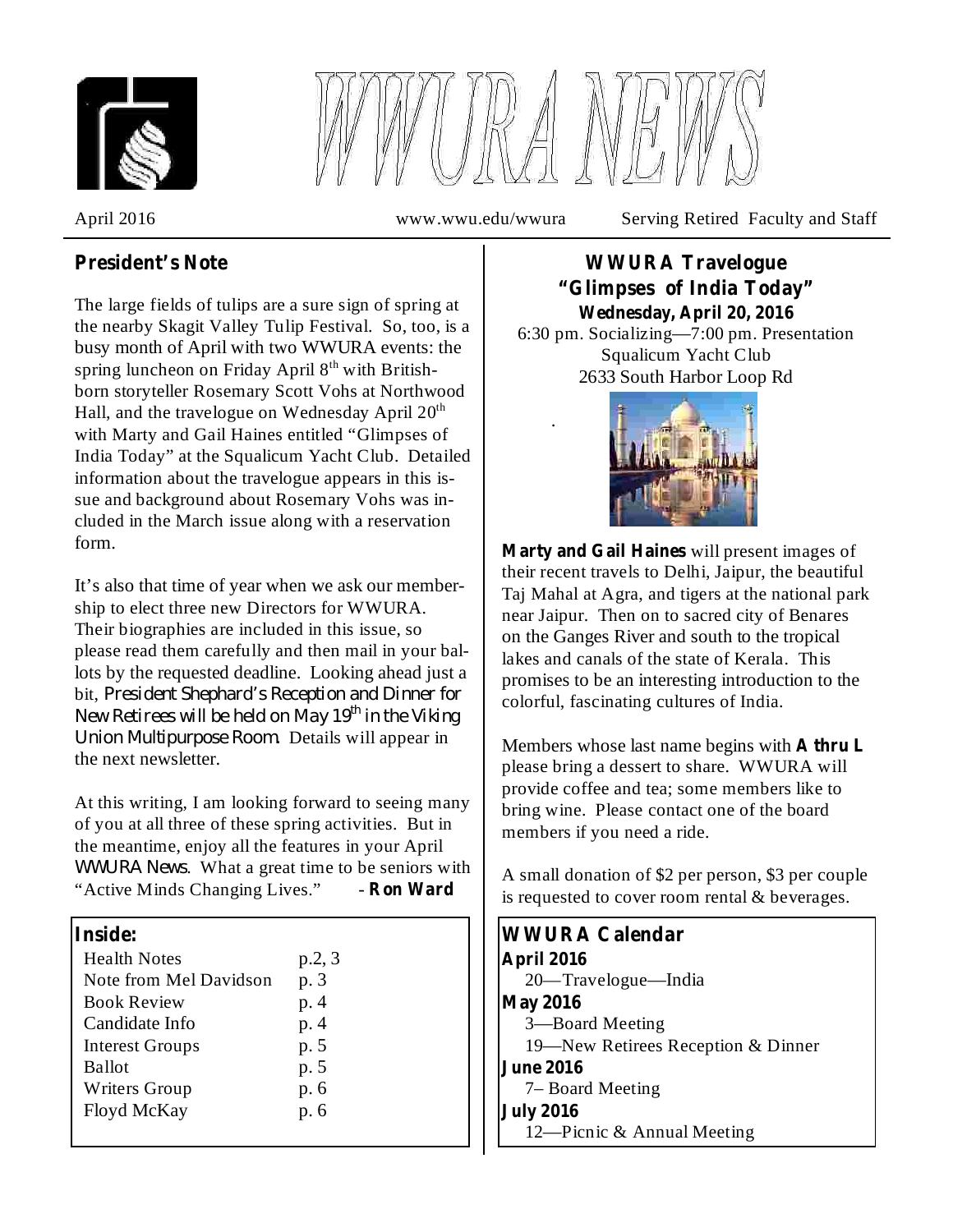# WWURA NEWS

April 2016 www.wwu.edu/wwura Serving Retired Faculty and Staff

## President's Note

The large fields of tulips are a sure sign of spring at the nearby Skagit Valley Tulip Festival. So, too, is a busy month of April with two WWURA events: the spring luncheon on Friday April 8th with British-born storyteller Rosemary Scott Vohs at Northwood Hall, and the travelogue on Wednesday April 20th with Marty and Gail Haines entitled "Glimpses of India Today" at the Squalicum Yacht Club. Detailed information about the travelogue appears in this issue and background about Rosemary Vohs was included in the March issue along with a reservation form.

It's also that time of year when we ask our membership to elect three new Directors for WWURA. Their biographies are included in this issue, so please read them carefully and then mail in your ballots by the requested deadline. Looking ahead just a bit, *President Shephard's Reception and Dinner for New Retirees will be held on May 19th in the Viking Union Multipurpose Room.* Details will appear in the next newsletter.

At this writing, I am looking forward to seeing many of you at all three of these spring activities. But in the meantime, enjoy all the features in your April *WWURA News*. What a great time to be seniors with "Active Minds Changing Lives." - **Ron Ward**

### Inside:

| | |
|---|---|
| Health Notes | p.2, 3 |
| Note from Mel Davidson | p. 3 |
| Book Review | p. 4 |
| Candidate Info | p. 4 |
| Interest Groups | p. 5 |
| Ballot | p. 5 |
| Writers Group | p. 6 |
| Floyd McKay | p. 6 |

## WWURA Travelogue
## "Glimpses of India Today"
### Wednesday, April 20, 2016

6:30 pm. Socializing—7:00 pm. Presentation
Squalicum Yacht Club
2633 South Harbor Loop Rd

**Marty and Gail Haines** will present images of their recent travels to Delhi, Jaipur, the beautiful Taj Mahal at Agra, and tigers at the national park near Jaipur. Then on to sacred city of Benares on the Ganges River and south to the tropical lakes and canals of the state of Kerala. This promises to be an interesting introduction to the colorful, fascinating cultures of India.

Members whose last name begins with **A thru L** please bring a dessert to share. WWURA will provide coffee and tea; some members like to bring wine. Please contact one of the board members if you need a ride.

A small donation of $2 per person, $3 per couple is requested to cover room rental & beverages.

### WWURA Calendar

**April 2016**
- 20—Travelogue—India

**May 2016**
- 3—Board Meeting
- 19—New Retirees Reception & Dinner

**June 2016**
- 7– Board Meeting

**July 2016**
- 12—Picnic & Annual Meeting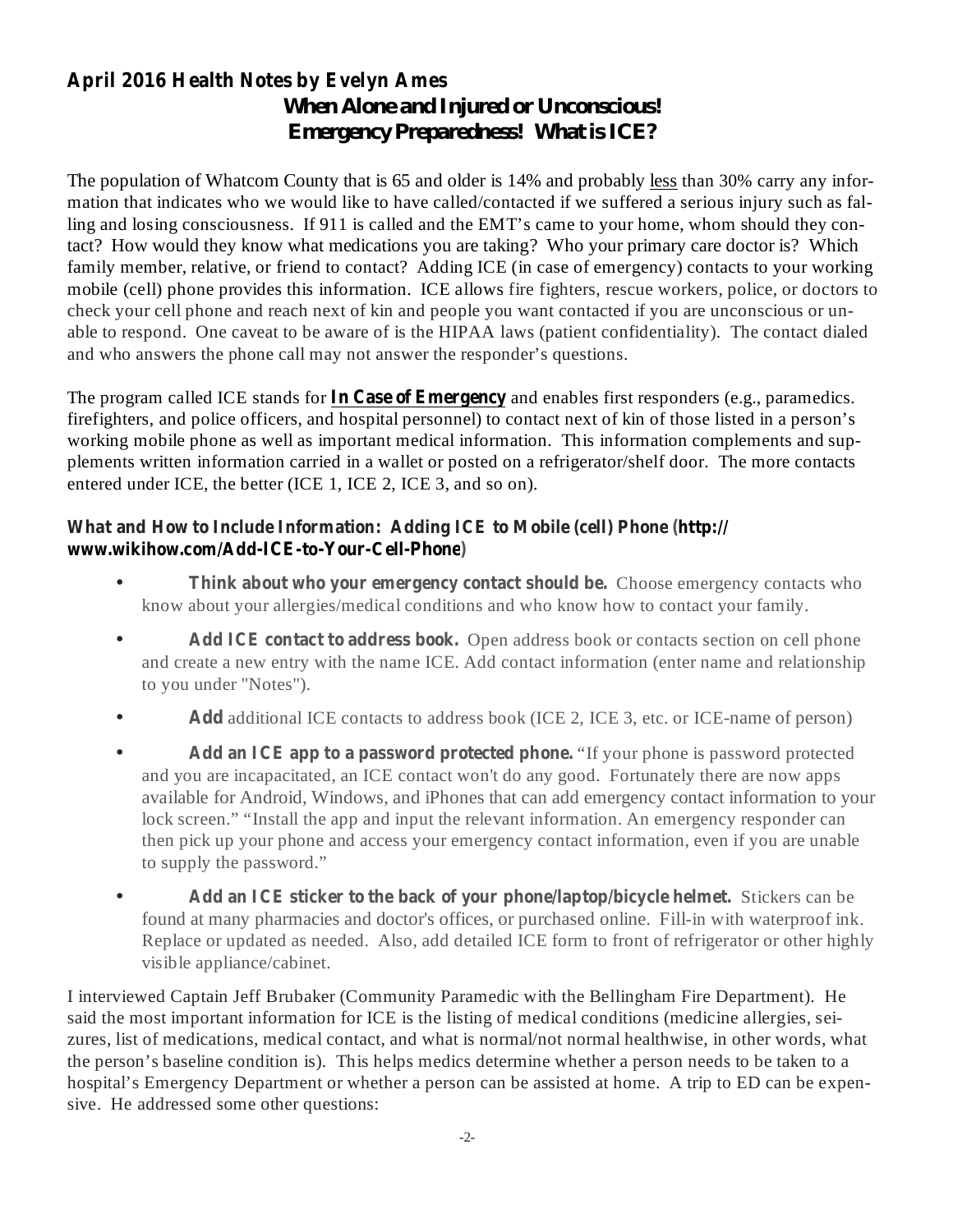**April 2016 Health Notes by Evelyn Ames**

## When Alone and Injured or Unconscious! Emergency Preparedness! What is ICE?

The population of Whatcom County that is 65 and older is 14% and probably <u>less</u> than 30% carry any information that indicates who we would like to have called/contacted if we suffered a serious injury such as falling and losing consciousness. If 911 is called and the EMT's came to your home, whom should they contact? How would they know what medications you are taking? Who your primary care doctor is? Which family member, relative, or friend to contact? Adding ICE (in case of emergency) contacts to your working mobile (cell) phone provides this information. ICE allows fire fighters, rescue workers, police, or doctors to check your cell phone and reach next of kin and people you want contacted if you are unconscious or unable to respond. One caveat to be aware of is the HIPAA laws (patient confidentiality). The contact dialed and who answers the phone call may not answer the responder's questions.

The program called ICE stands for **<u>In Case of Emergency</u>** and enables first responders (e.g., paramedics. firefighters, and police officers, and hospital personnel) to contact next of kin of those listed in a person's working mobile phone as well as important medical information. This information complements and supplements written information carried in a wallet or posted on a refrigerator/shelf door. The more contacts entered under ICE, the better (ICE 1, ICE 2, ICE 3, and so on).

**What and How to Include Information: Adding ICE to Mobile (cell) Phone (http://www.wikihow.com/Add-ICE-to-Your-Cell-Phone)**

- **Think about who your emergency contact should be.** Choose emergency contacts who know about your allergies/medical conditions and who know how to contact your family.
- **Add ICE contact to address book.** Open address book or contacts section on cell phone and create a new entry with the name ICE. Add contact information (enter name and relationship to you under "Notes").
- **Add** additional ICE contacts to address book (ICE 2, ICE 3, etc. or ICE-name of person)
- **Add an ICE app to a password protected phone.** "If your phone is password protected and you are incapacitated, an ICE contact won't do any good. Fortunately there are now apps available for Android, Windows, and iPhones that can add emergency contact information to your lock screen." "Install the app and input the relevant information. An emergency responder can then pick up your phone and access your emergency contact information, even if you are unable to supply the password."
- **Add an ICE sticker to the back of your phone/laptop/bicycle helmet.** Stickers can be found at many pharmacies and doctor's offices, or purchased online. Fill-in with waterproof ink. Replace or updated as needed. Also, add detailed ICE form to front of refrigerator or other highly visible appliance/cabinet.

I interviewed Captain Jeff Brubaker (Community Paramedic with the Bellingham Fire Department). He said the most important information for ICE is the listing of medical conditions (medicine allergies, seizures, list of medications, medical contact, and what is normal/not normal healthwise, in other words, what the person's baseline condition is). This helps medics determine whether a person needs to be taken to a hospital's Emergency Department or whether a person can be assisted at home. A trip to ED can be expensive. He addressed some other questions: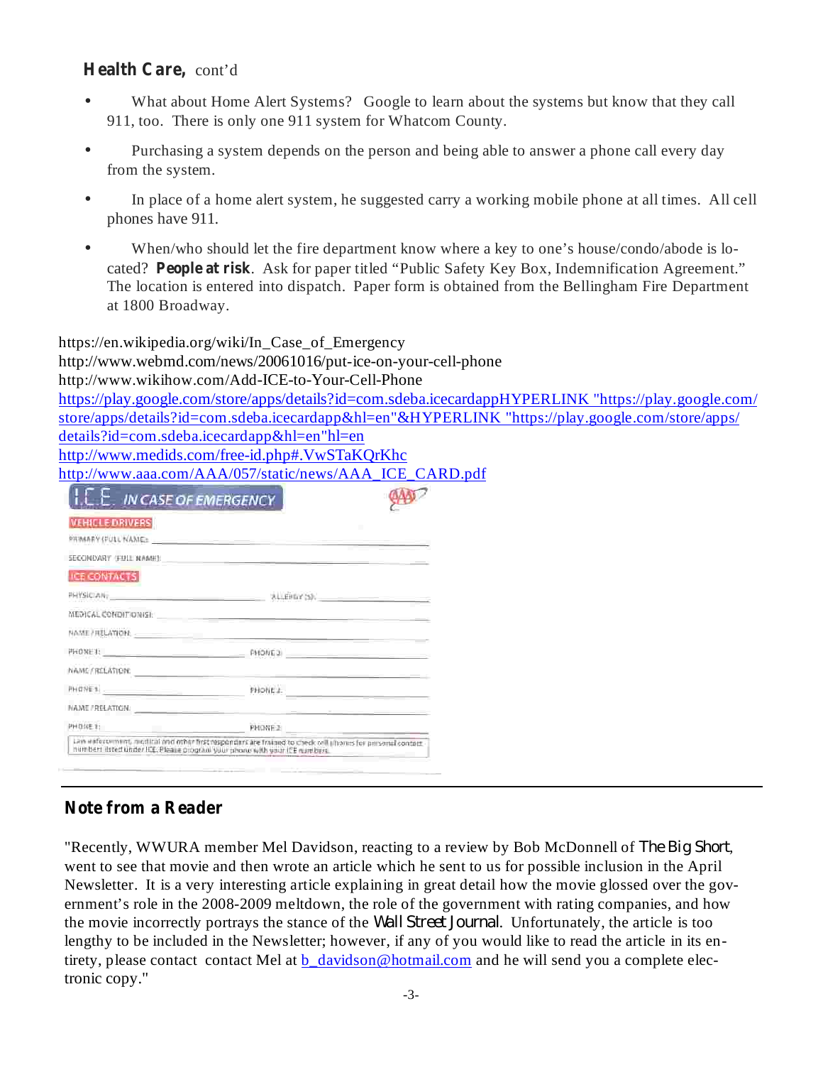**Health Care,** cont'd

- What about Home Alert Systems? Google to learn about the systems but know that they call 911, too. There is only one 911 system for Whatcom County.

- Purchasing a system depends on the person and being able to answer a phone call every day from the system.

- In place of a home alert system, he suggested carry a working mobile phone at all times. All cell phones have 911.

- When/who should let the fire department know where a key to one's house/condo/abode is located? **People at risk**. Ask for paper titled "Public Safety Key Box, Indemnification Agreement." The location is entered into dispatch. Paper form is obtained from the Bellingham Fire Department at 1800 Broadway.

https://en.wikipedia.org/wiki/In_Case_of_Emergency
http://www.webmd.com/news/20061016/put-ice-on-your-cell-phone
http://www.wikihow.com/Add-ICE-to-Your-Cell-Phone
https://play.google.com/store/apps/details?id=com.sdeba.icecardappHYPERLINK "https://play.google.com/store/apps/details?id=com.sdeba.icecardapp&hl=en"&HYPERLINK "https://play.google.com/store/apps/details?id=com.sdeba.icecardapp&hl=en"hl=en
http://www.medids.com/free-id.php#.VwSTaKQrKhc
http://www.aaa.com/AAA/057/static/news/AAA_ICE_CARD.pdf

**I.C.E. IN CASE OF EMERGENCY**

**VEHICLE DRIVERS**

PRIMARY (FULL NAME): ______________________

SECONDARY (FULL NAME): ______________________

**ICE CONTACTS**

PHYSICIAN: ______________ ALLERGY (S): ______________

MEDICAL CONDITION(S): ______________________

NAME / RELATION: ______________________

PHONE 1: ______________ PHONE 2: ______________

NAME / RELATION: ______________________

PHONE 1: ______________ PHONE 2: ______________

NAME / RELATION: ______________________

PHONE 1: ______________ PHONE 2: ______________

Law enforcement, medical and other first responders are trained to check cell phones for personal contact numbers listed under ICE. Please program your phone with your ICE numbers.

## Note from a Reader

"Recently, WWURA member Mel Davidson, reacting to a review by Bob McDonnell of *The Big Short*, went to see that movie and then wrote an article which he sent to us for possible inclusion in the April Newsletter. It is a very interesting article explaining in great detail how the movie glossed over the government's role in the 2008-2009 meltdown, the role of the government with rating companies, and how the movie incorrectly portrays the stance of the *Wall Street Journal*. Unfortunately, the article is too lengthy to be included in the Newsletter; however, if any of you would like to read the article in its entirety, please contact contact Mel at b_davidson@hotmail.com and he will send you a complete electronic copy."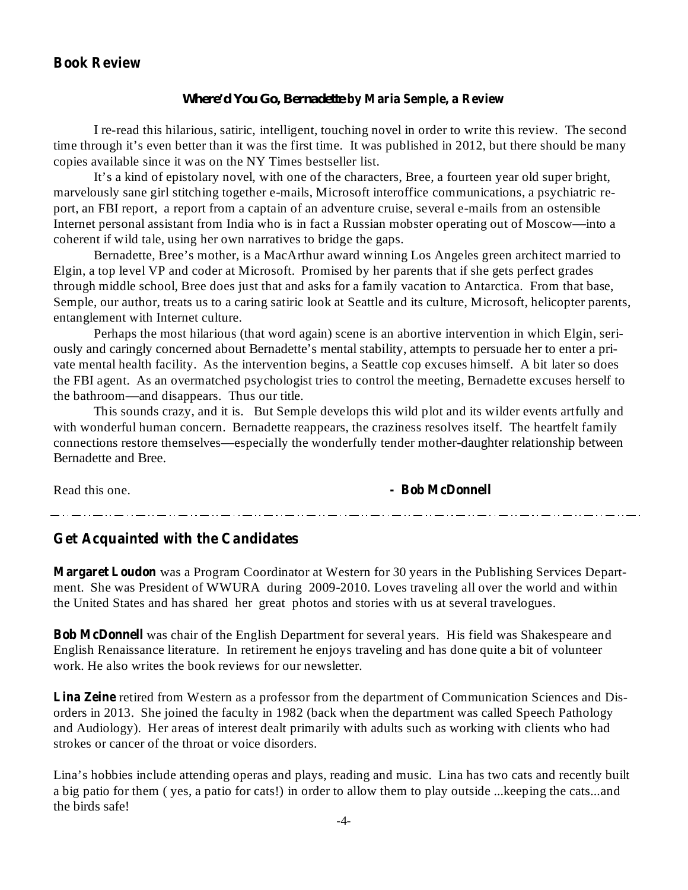## Book Review

### *Where'd You Go, Bernadette* by Maria Semple, a Review

I re-read this hilarious, satiric, intelligent, touching novel in order to write this review. The second time through it's even better than it was the first time. It was published in 2012, but there should be many copies available since it was on the NY Times bestseller list.

It's a kind of epistolary novel, with one of the characters, Bree, a fourteen year old super bright, marvelously sane girl stitching together e-mails, Microsoft interoffice communications, a psychiatric report, an FBI report, a report from a captain of an adventure cruise, several e-mails from an ostensible Internet personal assistant from India who is in fact a Russian mobster operating out of Moscow—into a coherent if wild tale, using her own narratives to bridge the gaps.

Bernadette, Bree's mother, is a MacArthur award winning Los Angeles green architect married to Elgin, a top level VP and coder at Microsoft. Promised by her parents that if she gets perfect grades through middle school, Bree does just that and asks for a family vacation to Antarctica. From that base, Semple, our author, treats us to a caring satiric look at Seattle and its culture, Microsoft, helicopter parents, entanglement with Internet culture.

Perhaps the most hilarious (that word again) scene is an abortive intervention in which Elgin, seriously and caringly concerned about Bernadette's mental stability, attempts to persuade her to enter a private mental health facility. As the intervention begins, a Seattle cop excuses himself. A bit later so does the FBI agent. As an overmatched psychologist tries to control the meeting, Bernadette excuses herself to the bathroom—and disappears. Thus our title.

This sounds crazy, and it is. But Semple develops this wild plot and its wilder events artfully and with wonderful human concern. Bernadette reappears, the craziness resolves itself. The heartfelt family connections restore themselves—especially the wonderfully tender mother-daughter relationship between Bernadette and Bree.

Read this one.

**- Bob McDonnell**

---

## Get Acquainted with the Candidates

**Margaret Loudon** was a Program Coordinator at Western for 30 years in the Publishing Services Department. She was President of WWURA during 2009-2010. Loves traveling all over the world and within the United States and has shared her great photos and stories with us at several travelogues.

**Bob McDonnell** was chair of the English Department for several years. His field was Shakespeare and English Renaissance literature. In retirement he enjoys traveling and has done quite a bit of volunteer work. He also writes the book reviews for our newsletter.

**Lina Zeine** retired from Western as a professor from the department of Communication Sciences and Disorders in 2013. She joined the faculty in 1982 (back when the department was called Speech Pathology and Audiology). Her areas of interest dealt primarily with adults such as working with clients who had strokes or cancer of the throat or voice disorders.

Lina's hobbies include attending operas and plays, reading and music. Lina has two cats and recently built a big patio for them ( yes, a patio for cats!) in order to allow them to play outside ...keeping the cats...and the birds safe!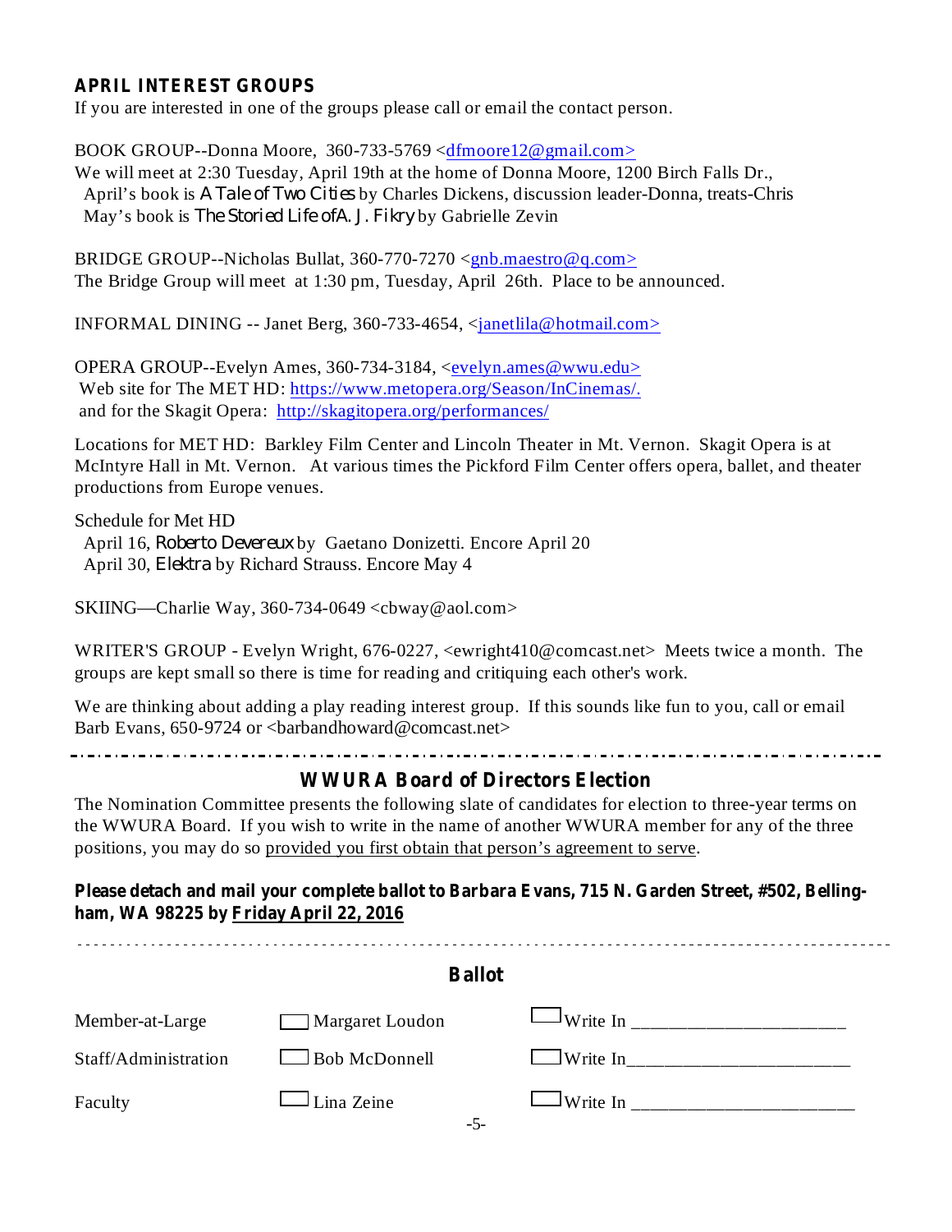## APRIL INTEREST GROUPS

If you are interested in one of the groups please call or email the contact person.

BOOK GROUP--Donna Moore, 360-733-5769 <dfmoore12@gmail.com>
We will meet at 2:30 Tuesday, April 19th at the home of Donna Moore, 1200 Birch Falls Dr.,
April's book is *A Tale of Two Cities* by Charles Dickens, discussion leader-Donna, treats-Chris
May's book is *The Storied Life of A. J. Fikry* by Gabrielle Zevin

BRIDGE GROUP--Nicholas Bullat, 360-770-7270 <gnb.maestro@q.com>
The Bridge Group will meet at 1:30 pm, Tuesday, April 26th. Place to be announced.

INFORMAL DINING -- Janet Berg, 360-733-4654, <janetlila@hotmail.com>

OPERA GROUP--Evelyn Ames, 360-734-3184, <evelyn.ames@wwu.edu>
Web site for The MET HD: https://www.metopera.org/Season/InCinemas/.
and for the Skagit Opera: http://skagitopera.org/performances/

Locations for MET HD: Barkley Film Center and Lincoln Theater in Mt. Vernon. Skagit Opera is at McIntyre Hall in Mt. Vernon. At various times the Pickford Film Center offers opera, ballet, and theater productions from Europe venues.

Schedule for Met HD
April 16, *Roberto Devereux* by Gaetano Donizetti. Encore April 20
April 30, *Elektra* by Richard Strauss. Encore May 4

SKIING—Charlie Way, 360-734-0649 <cbway@aol.com>

WRITER'S GROUP - Evelyn Wright, 676-0227, <ewright410@comcast.net> Meets twice a month. The groups are kept small so there is time for reading and critiquing each other's work.

We are thinking about adding a play reading interest group. If this sounds like fun to you, call or email Barb Evans, 650-9724 or <barbandhoward@comcast.net>

---

## WWURA Board of Directors Election

The Nomination Committee presents the following slate of candidates for election to three-year terms on the WWURA Board. If you wish to write in the name of another WWURA member for any of the three positions, you may do so provided you first obtain that person's agreement to serve.

**Please detach and mail your complete ballot to Barbara Evans, 715 N. Garden Street, #502, Bellingham, WA 98225 by Friday April 22, 2016**

---

### Ballot

| | | |
|---|---|---|
| Member-at-Large | ☐ Margaret Loudon | ☐ Write In ______________________ |
| Staff/Administration | ☐ Bob McDonnell | ☐ Write In______________________ |
| Faculty | ☐ Lina Zeine | ☐ Write In ______________________ |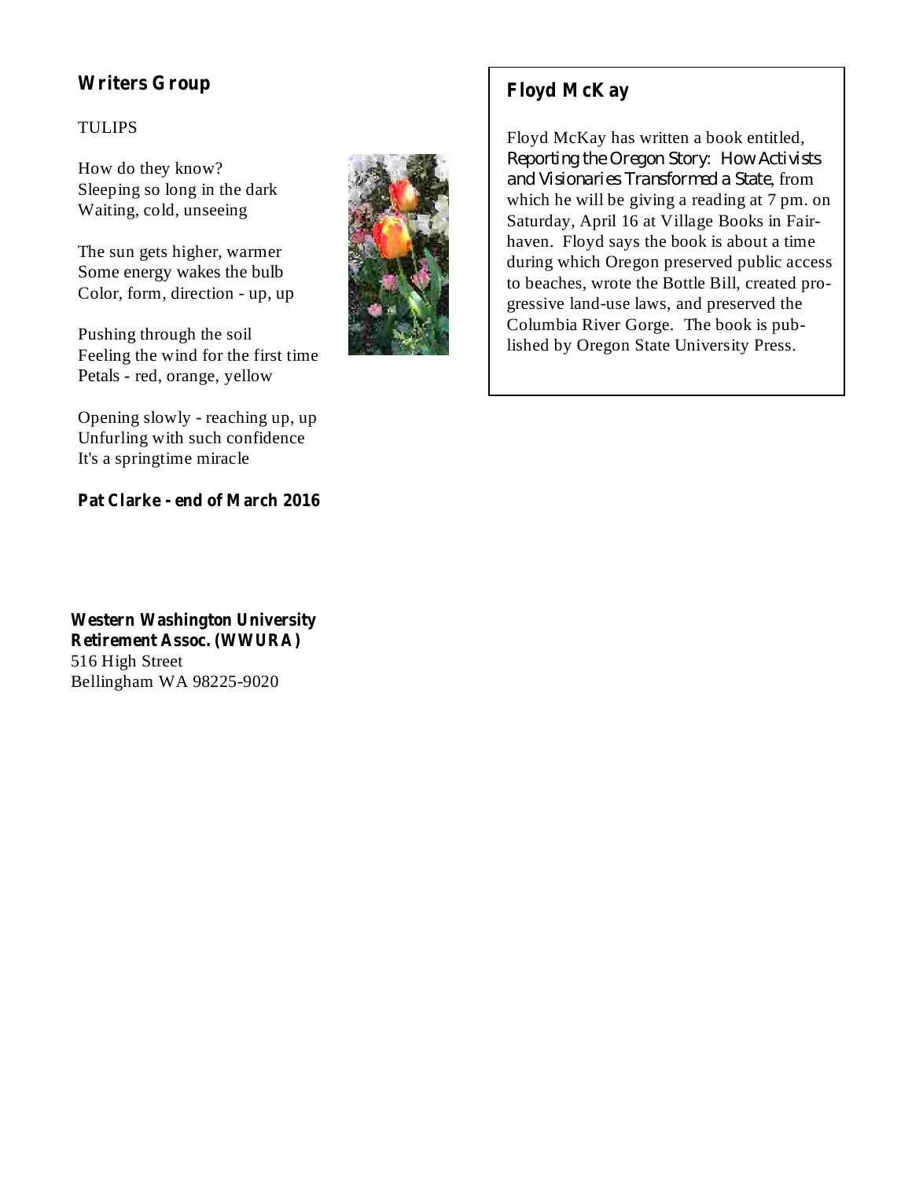## Writers Group

TULIPS

How do they know?
Sleeping so long in the dark
Waiting, cold, unseeing

The sun gets higher, warmer
Some energy wakes the bulb
Color, form, direction - up, up

Pushing through the soil
Feeling the wind for the first time
Petals - red, orange, yellow

Opening slowly - reaching up, up
Unfurling with such confidence
It's a springtime miracle

**Pat Clarke - end of March 2016**

## Floyd McKay

Floyd McKay has written a book entitled, *Reporting the Oregon Story: How Activists and Visionaries Transformed a State*, from which he will be giving a reading at 7 pm. on Saturday, April 16 at Village Books in Fairhaven. Floyd says the book is about a time during which Oregon preserved public access to beaches, wrote the Bottle Bill, created progressive land-use laws, and preserved the Columbia River Gorge. The book is published by Oregon State University Press.

**Western Washington University Retirement Assoc. (WWURA)**
516 High Street
Bellingham WA 98225-9020